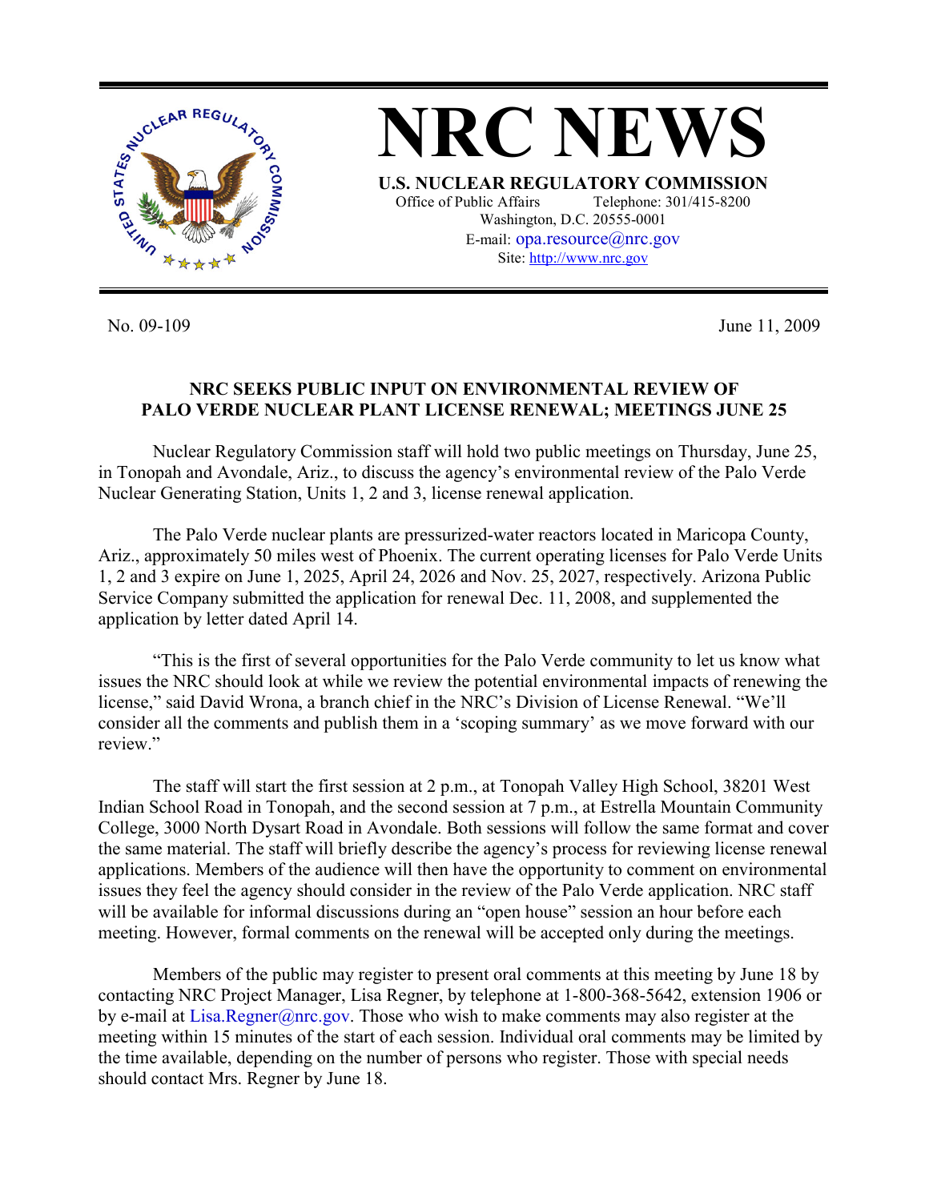# NRC NEWS

**U.S. NUCLEAR REGULATORY COMMISSION**

Office of Public Affairs Telephone: 301/415-8200
Washington, D.C. 20555-0001
E-mail: opa.resource@nrc.gov
Site: http://www.nrc.gov

No. 09-109 June 11, 2009

**NRC SEEKS PUBLIC INPUT ON ENVIRONMENTAL REVIEW OF PALO VERDE NUCLEAR PLANT LICENSE RENEWAL; MEETINGS JUNE 25**

Nuclear Regulatory Commission staff will hold two public meetings on Thursday, June 25, in Tonopah and Avondale, Ariz., to discuss the agency's environmental review of the Palo Verde Nuclear Generating Station, Units 1, 2 and 3, license renewal application.

The Palo Verde nuclear plants are pressurized-water reactors located in Maricopa County, Ariz., approximately 50 miles west of Phoenix. The current operating licenses for Palo Verde Units 1, 2 and 3 expire on June 1, 2025, April 24, 2026 and Nov. 25, 2027, respectively. Arizona Public Service Company submitted the application for renewal Dec. 11, 2008, and supplemented the application by letter dated April 14.

"This is the first of several opportunities for the Palo Verde community to let us know what issues the NRC should look at while we review the potential environmental impacts of renewing the license," said David Wrona, a branch chief in the NRC's Division of License Renewal. "We'll consider all the comments and publish them in a 'scoping summary' as we move forward with our review."

The staff will start the first session at 2 p.m., at Tonopah Valley High School, 38201 West Indian School Road in Tonopah, and the second session at 7 p.m., at Estrella Mountain Community College, 3000 North Dysart Road in Avondale. Both sessions will follow the same format and cover the same material. The staff will briefly describe the agency's process for reviewing license renewal applications. Members of the audience will then have the opportunity to comment on environmental issues they feel the agency should consider in the review of the Palo Verde application. NRC staff will be available for informal discussions during an "open house" session an hour before each meeting. However, formal comments on the renewal will be accepted only during the meetings.

Members of the public may register to present oral comments at this meeting by June 18 by contacting NRC Project Manager, Lisa Regner, by telephone at 1-800-368-5642, extension 1906 or by e-mail at Lisa.Regner@nrc.gov. Those who wish to make comments may also register at the meeting within 15 minutes of the start of each session. Individual oral comments may be limited by the time available, depending on the number of persons who register. Those with special needs should contact Mrs. Regner by June 18.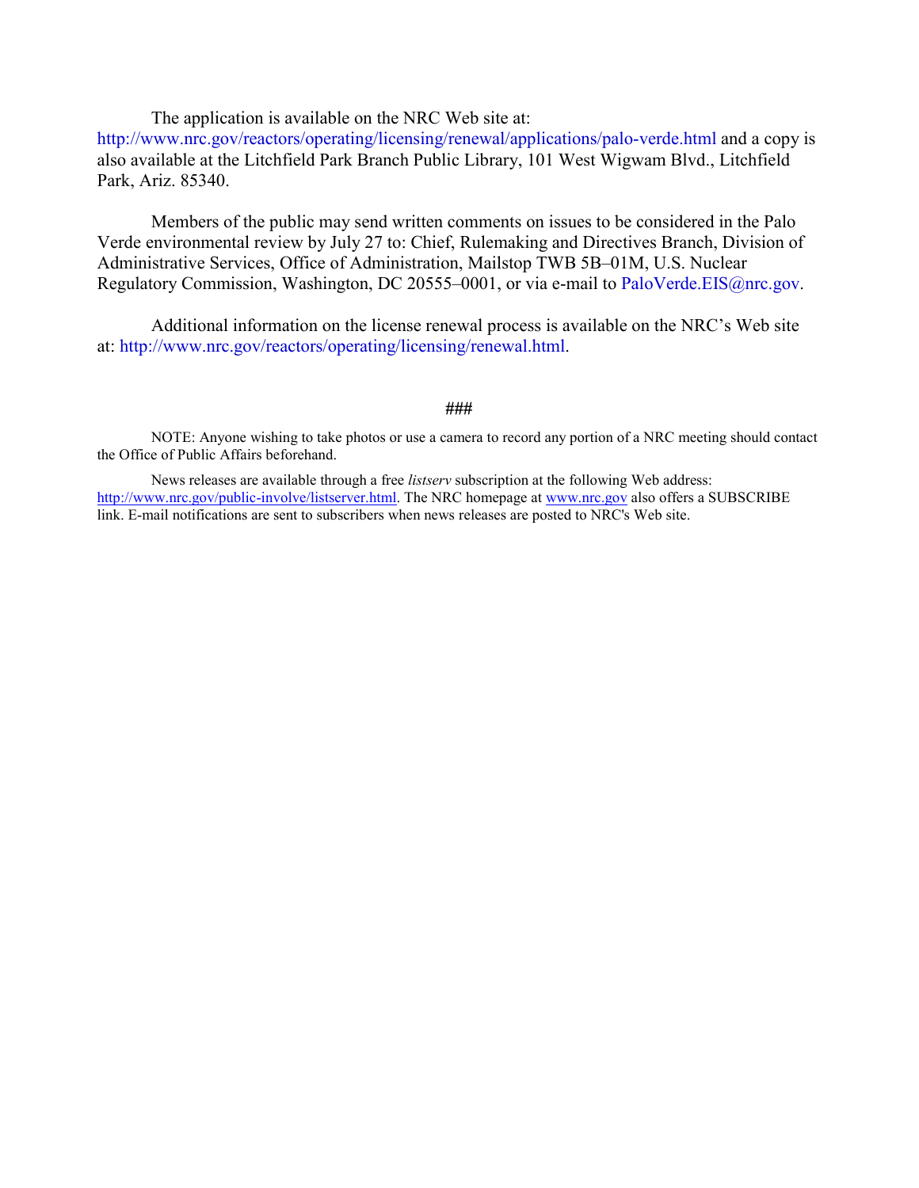The application is available on the NRC Web site at: http://www.nrc.gov/reactors/operating/licensing/renewal/applications/palo-verde.html and a copy is also available at the Litchfield Park Branch Public Library, 101 West Wigwam Blvd., Litchfield Park, Ariz. 85340.

Members of the public may send written comments on issues to be considered in the Palo Verde environmental review by July 27 to: Chief, Rulemaking and Directives Branch, Division of Administrative Services, Office of Administration, Mailstop TWB 5B–01M, U.S. Nuclear Regulatory Commission, Washington, DC 20555–0001, or via e-mail to PaloVerde.EIS@nrc.gov.

Additional information on the license renewal process is available on the NRC's Web site at: http://www.nrc.gov/reactors/operating/licensing/renewal.html.

###

NOTE: Anyone wishing to take photos or use a camera to record any portion of a NRC meeting should contact the Office of Public Affairs beforehand.

News releases are available through a free *listserv* subscription at the following Web address: http://www.nrc.gov/public-involve/listserver.html. The NRC homepage at www.nrc.gov also offers a SUBSCRIBE link. E-mail notifications are sent to subscribers when news releases are posted to NRC's Web site.